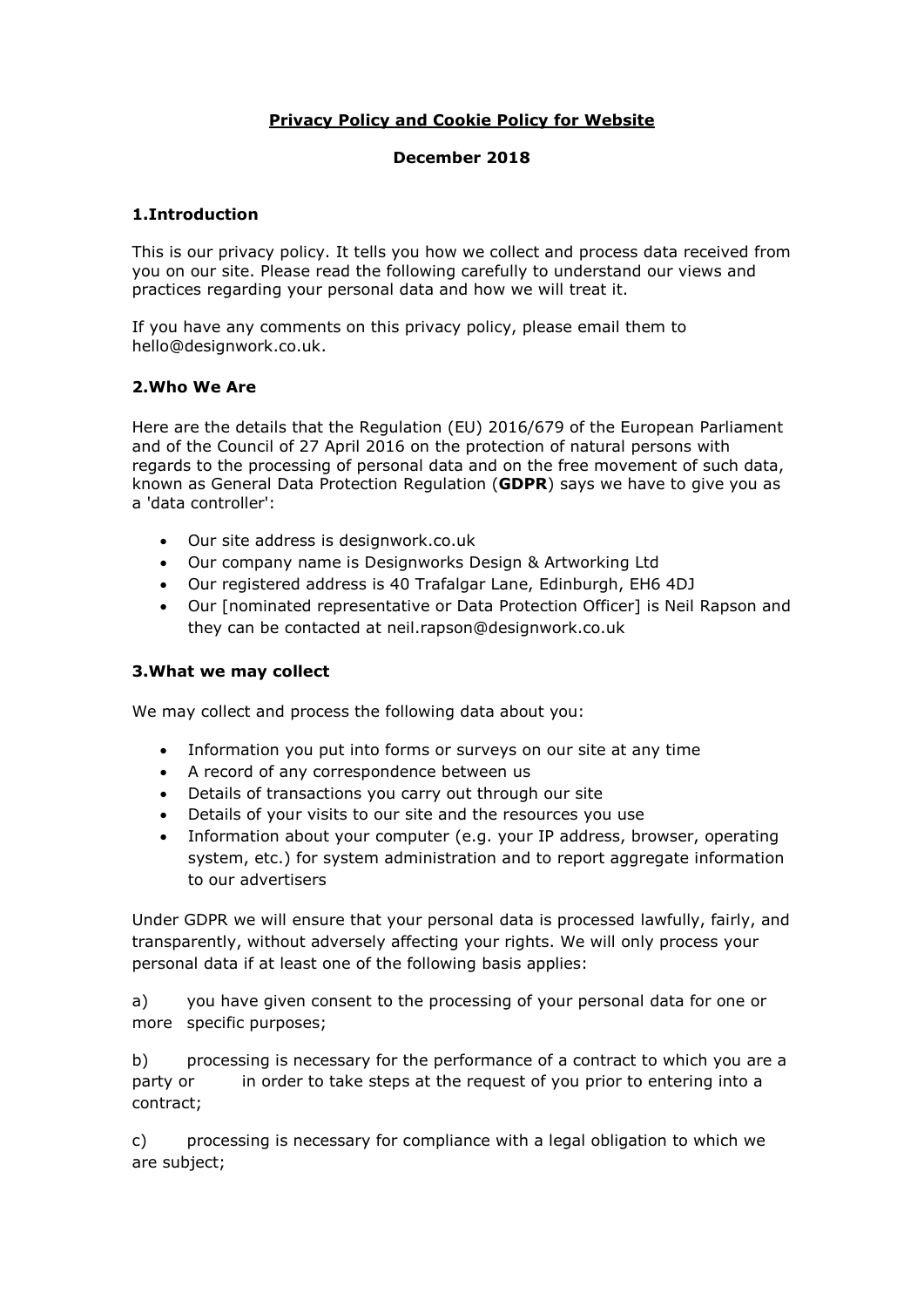# Privacy Policy and Cookie Policy for Website

**December 2018**

## 1.Introduction

This is our privacy policy. It tells you how we collect and process data received from you on our site. Please read the following carefully to understand our views and practices regarding your personal data and how we will treat it.

If you have any comments on this privacy policy, please email them to hello@designwork.co.uk.

## 2.Who We Are

Here are the details that the Regulation (EU) 2016/679 of the European Parliament and of the Council of 27 April 2016 on the protection of natural persons with regards to the processing of personal data and on the free movement of such data, known as General Data Protection Regulation (**GDPR**) says we have to give you as a 'data controller':

- Our site address is designwork.co.uk
- Our company name is Designworks Design & Artworking Ltd
- Our registered address is 40 Trafalgar Lane, Edinburgh, EH6 4DJ
- Our [nominated representative or Data Protection Officer] is Neil Rapson and they can be contacted at neil.rapson@designwork.co.uk

## 3.What we may collect

We may collect and process the following data about you:

- Information you put into forms or surveys on our site at any time
- A record of any correspondence between us
- Details of transactions you carry out through our site
- Details of your visits to our site and the resources you use
- Information about your computer (e.g. your IP address, browser, operating system, etc.) for system administration and to report aggregate information to our advertisers

Under GDPR we will ensure that your personal data is processed lawfully, fairly, and transparently, without adversely affecting your rights. We will only process your personal data if at least one of the following basis applies:

a) you have given consent to the processing of your personal data for one or more specific purposes;

b) processing is necessary for the performance of a contract to which you are a party or in order to take steps at the request of you prior to entering into a contract;

c) processing is necessary for compliance with a legal obligation to which we are subject;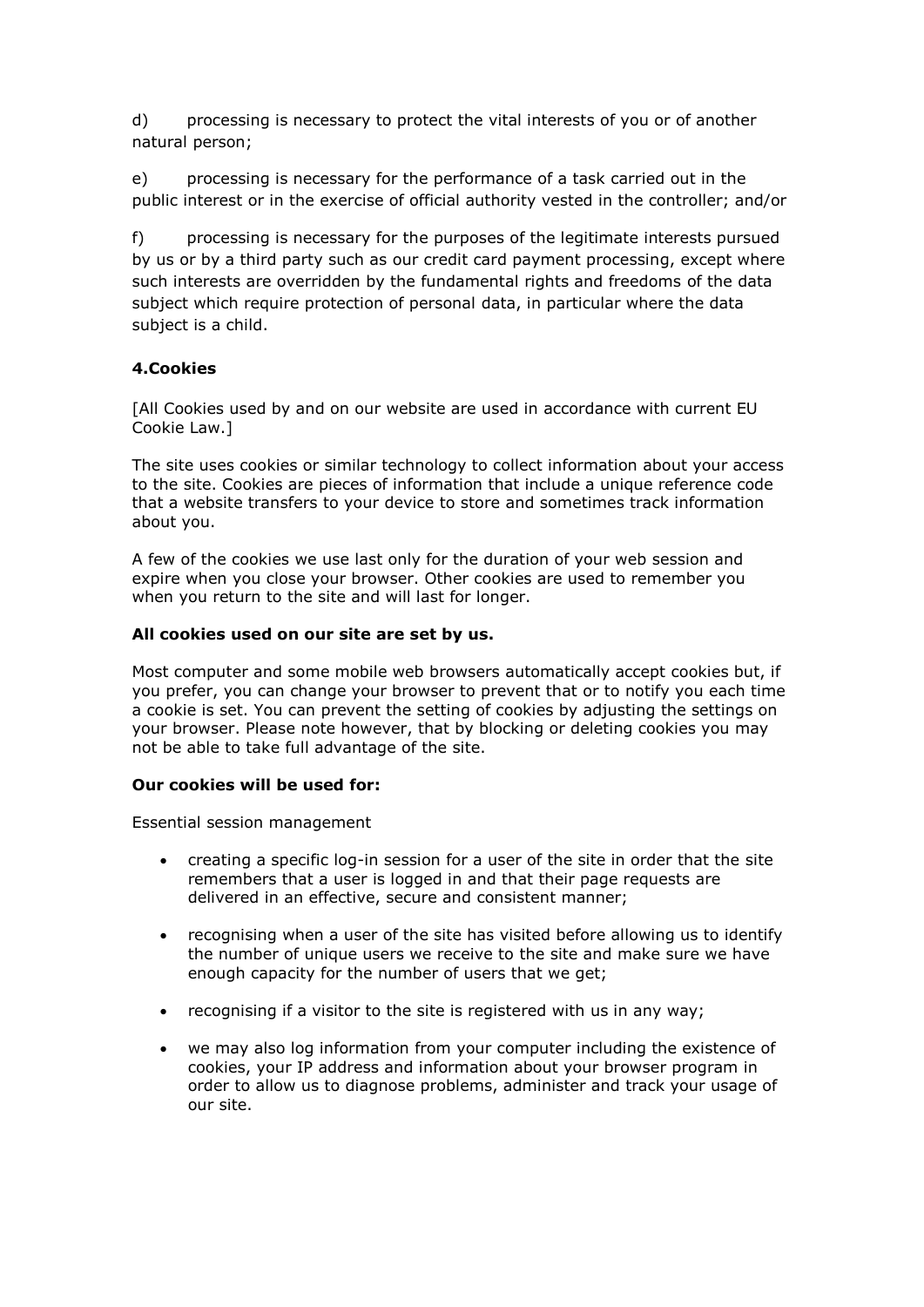d) processing is necessary to protect the vital interests of you or of another natural person;

e) processing is necessary for the performance of a task carried out in the public interest or in the exercise of official authority vested in the controller; and/or

f) processing is necessary for the purposes of the legitimate interests pursued by us or by a third party such as our credit card payment processing, except where such interests are overridden by the fundamental rights and freedoms of the data subject which require protection of personal data, in particular where the data subject is a child.

**4.Cookies**

[All Cookies used by and on our website are used in accordance with current EU Cookie Law.]

The site uses cookies or similar technology to collect information about your access to the site. Cookies are pieces of information that include a unique reference code that a website transfers to your device to store and sometimes track information about you.

A few of the cookies we use last only for the duration of your web session and expire when you close your browser. Other cookies are used to remember you when you return to the site and will last for longer.

**All cookies used on our site are set by us.**

Most computer and some mobile web browsers automatically accept cookies but, if you prefer, you can change your browser to prevent that or to notify you each time a cookie is set. You can prevent the setting of cookies by adjusting the settings on your browser. Please note however, that by blocking or deleting cookies you may not be able to take full advantage of the site.

**Our cookies will be used for:**

Essential session management

- creating a specific log-in session for a user of the site in order that the site remembers that a user is logged in and that their page requests are delivered in an effective, secure and consistent manner;
- recognising when a user of the site has visited before allowing us to identify the number of unique users we receive to the site and make sure we have enough capacity for the number of users that we get;
- recognising if a visitor to the site is registered with us in any way;
- we may also log information from your computer including the existence of cookies, your IP address and information about your browser program in order to allow us to diagnose problems, administer and track your usage of our site.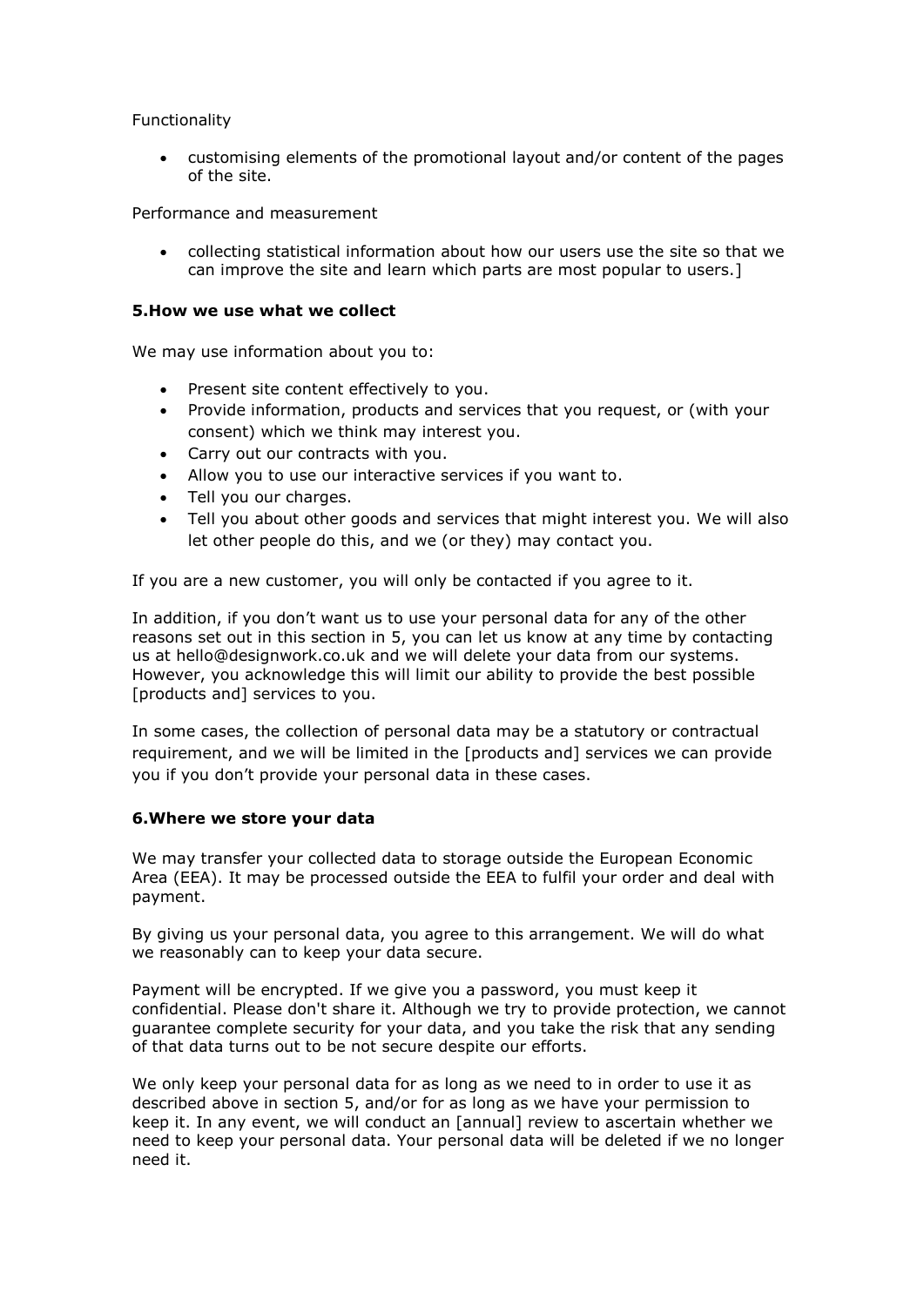Functionality

- customising elements of the promotional layout and/or content of the pages of the site.

Performance and measurement

- collecting statistical information about how our users use the site so that we can improve the site and learn which parts are most popular to users.]

**5.How we use what we collect**

We may use information about you to:

- Present site content effectively to you.
- Provide information, products and services that you request, or (with your consent) which we think may interest you.
- Carry out our contracts with you.
- Allow you to use our interactive services if you want to.
- Tell you our charges.
- Tell you about other goods and services that might interest you. We will also let other people do this, and we (or they) may contact you.

If you are a new customer, you will only be contacted if you agree to it.

In addition, if you don't want us to use your personal data for any of the other reasons set out in this section in 5, you can let us know at any time by contacting us at hello@designwork.co.uk and we will delete your data from our systems. However, you acknowledge this will limit our ability to provide the best possible [products and] services to you.

In some cases, the collection of personal data may be a statutory or contractual requirement, and we will be limited in the [products and] services we can provide you if you don't provide your personal data in these cases.

**6.Where we store your data**

We may transfer your collected data to storage outside the European Economic Area (EEA). It may be processed outside the EEA to fulfil your order and deal with payment.

By giving us your personal data, you agree to this arrangement. We will do what we reasonably can to keep your data secure.

Payment will be encrypted. If we give you a password, you must keep it confidential. Please don't share it. Although we try to provide protection, we cannot guarantee complete security for your data, and you take the risk that any sending of that data turns out to be not secure despite our efforts.

We only keep your personal data for as long as we need to in order to use it as described above in section 5, and/or for as long as we have your permission to keep it. In any event, we will conduct an [annual] review to ascertain whether we need to keep your personal data. Your personal data will be deleted if we no longer need it.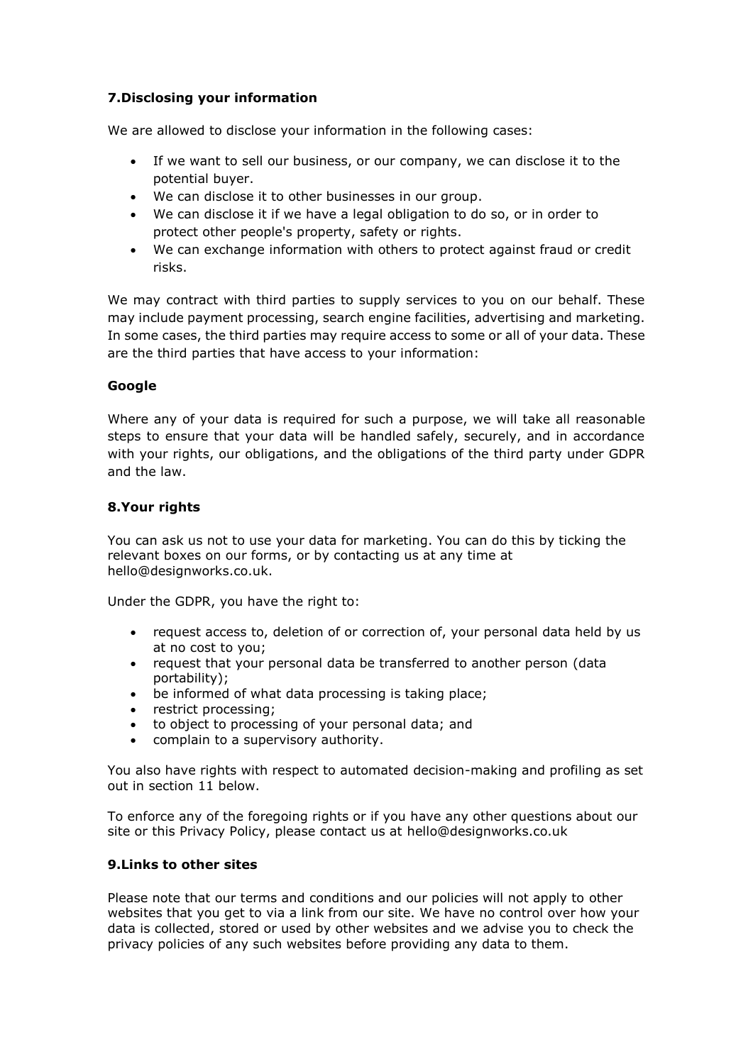### 7.Disclosing your information

We are allowed to disclose your information in the following cases:

- If we want to sell our business, or our company, we can disclose it to the potential buyer.
- We can disclose it to other businesses in our group.
- We can disclose it if we have a legal obligation to do so, or in order to protect other people's property, safety or rights.
- We can exchange information with others to protect against fraud or credit risks.

We may contract with third parties to supply services to you on our behalf. These may include payment processing, search engine facilities, advertising and marketing. In some cases, the third parties may require access to some or all of your data. These are the third parties that have access to your information:

**Google**

Where any of your data is required for such a purpose, we will take all reasonable steps to ensure that your data will be handled safely, securely, and in accordance with your rights, our obligations, and the obligations of the third party under GDPR and the law.

### 8.Your rights

You can ask us not to use your data for marketing. You can do this by ticking the relevant boxes on our forms, or by contacting us at any time at hello@designworks.co.uk.

Under the GDPR, you have the right to:

- request access to, deletion of or correction of, your personal data held by us at no cost to you;
- request that your personal data be transferred to another person (data portability);
- be informed of what data processing is taking place;
- restrict processing;
- to object to processing of your personal data; and
- complain to a supervisory authority.

You also have rights with respect to automated decision-making and profiling as set out in section 11 below.

To enforce any of the foregoing rights or if you have any other questions about our site or this Privacy Policy, please contact us at hello@designworks.co.uk

### 9.Links to other sites

Please note that our terms and conditions and our policies will not apply to other websites that you get to via a link from our site. We have no control over how your data is collected, stored or used by other websites and we advise you to check the privacy policies of any such websites before providing any data to them.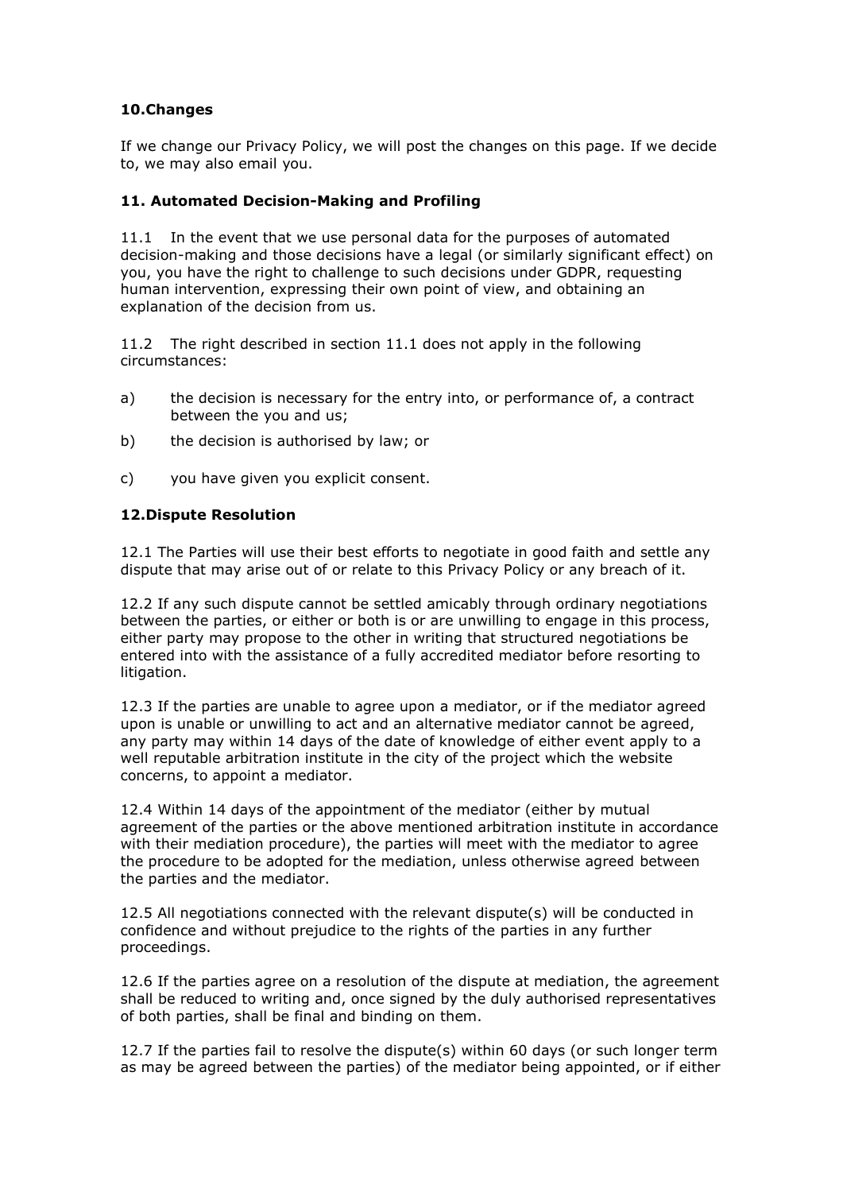## 10.Changes

If we change our Privacy Policy, we will post the changes on this page. If we decide to, we may also email you.

## 11. Automated Decision-Making and Profiling

11.1 In the event that we use personal data for the purposes of automated decision-making and those decisions have a legal (or similarly significant effect) on you, you have the right to challenge to such decisions under GDPR, requesting human intervention, expressing their own point of view, and obtaining an explanation of the decision from us.

11.2 The right described in section 11.1 does not apply in the following circumstances:

a) the decision is necessary for the entry into, or performance of, a contract between the you and us;

b) the decision is authorised by law; or

c) you have given you explicit consent.

## 12.Dispute Resolution

12.1 The Parties will use their best efforts to negotiate in good faith and settle any dispute that may arise out of or relate to this Privacy Policy or any breach of it.

12.2 If any such dispute cannot be settled amicably through ordinary negotiations between the parties, or either or both is or are unwilling to engage in this process, either party may propose to the other in writing that structured negotiations be entered into with the assistance of a fully accredited mediator before resorting to litigation.

12.3 If the parties are unable to agree upon a mediator, or if the mediator agreed upon is unable or unwilling to act and an alternative mediator cannot be agreed, any party may within 14 days of the date of knowledge of either event apply to a well reputable arbitration institute in the city of the project which the website concerns, to appoint a mediator.

12.4 Within 14 days of the appointment of the mediator (either by mutual agreement of the parties or the above mentioned arbitration institute in accordance with their mediation procedure), the parties will meet with the mediator to agree the procedure to be adopted for the mediation, unless otherwise agreed between the parties and the mediator.

12.5 All negotiations connected with the relevant dispute(s) will be conducted in confidence and without prejudice to the rights of the parties in any further proceedings.

12.6 If the parties agree on a resolution of the dispute at mediation, the agreement shall be reduced to writing and, once signed by the duly authorised representatives of both parties, shall be final and binding on them.

12.7 If the parties fail to resolve the dispute(s) within 60 days (or such longer term as may be agreed between the parties) of the mediator being appointed, or if either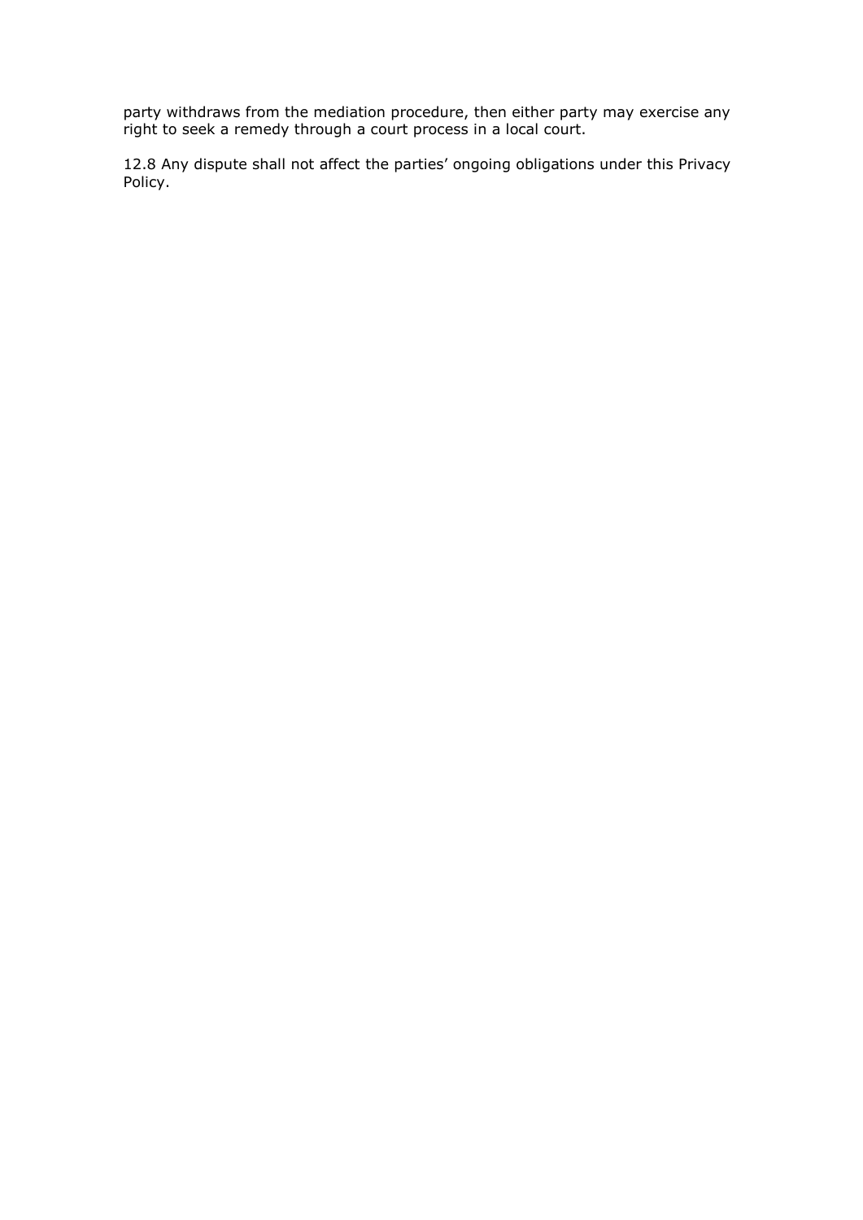party withdraws from the mediation procedure, then either party may exercise any right to seek a remedy through a court process in a local court.

12.8 Any dispute shall not affect the parties' ongoing obligations under this Privacy Policy.